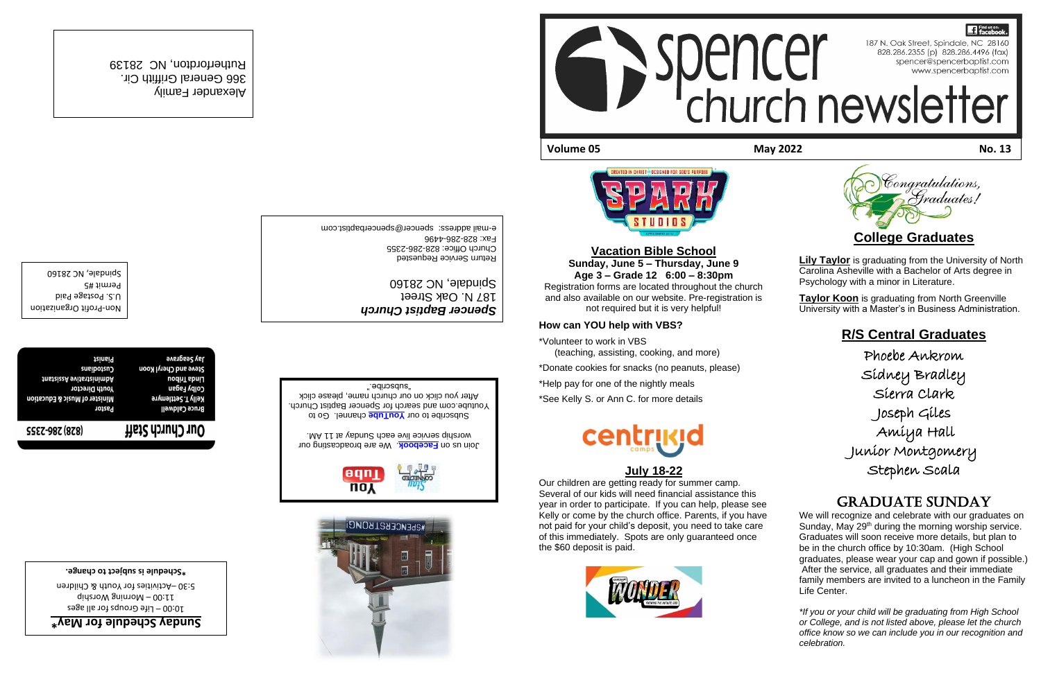# spencer church newsletter

187 N. Oak Street, Spindale, NC 28160
828.286.2355 (p) 828.286.4496 (fax)
spencer@spencerbaptist.com
www.spencerbaptist.com

**Volume 05** **May 2022** **No. 13**

## Vacation Bible School

**Sunday, June 5 – Thursday, June 9**
**Age 3 – Grade 12 6:00 – 8:30pm**

Registration forms are located throughout the church and also available on our website. Pre-registration is not required but it is very helpful!

### How can YOU help with VBS?

*Volunteer to work in VBS (teaching, assisting, cooking, and more)

*Donate cookies for snacks (no peanuts, please)

*Help pay for one of the nightly meals

*See Kelly S. or Ann C. for more details

## July 18-22

Our children are getting ready for summer camp. Several of our kids will need financial assistance this year in order to participate. If you can help, please see Kelly or come by the church office. Parents, if you have not paid for your child's deposit, you need to take care of this immediately. Spots are only guaranteed once the $60 deposit is paid.

*Congratulations, Graduates!*

## College Graduates

**Lily Taylor** is graduating from the University of North Carolina Asheville with a Bachelor of Arts degree in Psychology with a minor in Literature.

**Taylor Koon** is graduating from North Greenville University with a Master's in Business Administration.

## R/S Central Graduates

Phoebe Ankrom
Sidney Bradley
Sierra Clark
Joseph Giles
Amiya Hall
Junior Montgomery
Stephen Scala

## GRADUATE SUNDAY

We will recognize and celebrate with our graduates on Sunday, May 29[th] during the morning worship service. Graduates will soon receive more details, but plan to be in the church office by 10:30am. (High School graduates, please wear your cap and gown if possible.) After the service, all graduates and their immediate family members are invited to a luncheon in the Family Life Center.

*\*If you or your child will be graduating from High School or College, and is not listed above, please let the church office know so we can include you in our recognition and celebration.*

Alexander Family
366 General Griffith Cir.
Rutherfordton, NC 28139

*Spencer Baptist Church*
187 N. Oak Street
Spindale, NC 28160
Return Service Requested
Church Office: 828-286-2355
Fax: 828-286-4496
e-mail address: spencer@spencerbaptist.com

Non-Profit Organization
U.S. Postage Paid
Permit #5
Spindale, NC 28160

Join us on **Facebook**. We are broadcasting our worship service live each Sunday at 11 AM.

Subscribe to our **YouTube** channel. Go to Youtube.com and search for Spencer Baptist Church. After you click on our church name, please click "subscribe."

## Our Church Staff (828) 286-2355

| | |
|---|---|
| Bruce Caldwell | Pastor |
| Kelly Settlemyre | Minister of Music & Education |
| Colby Hagan | Youth Director |
| Linda Tribou | Administrative Assistant |
| Steve and Cheryl Koon | Custodians |
| Jay Seagraves | Pianist |

## Sunday Schedule for May*

10:00 – Life Groups for all ages
11:00 – Morning Worship
5:30 – Activities for Youth & Children

**\*Schedule is subject to change.**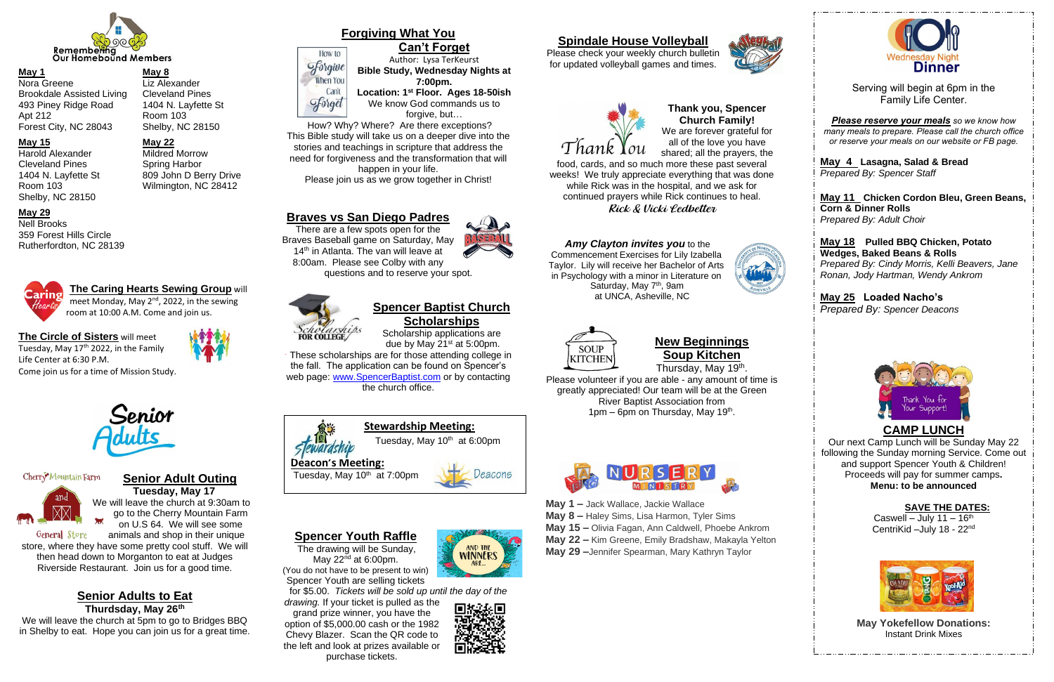## Remembering Our Homebound Members

**May 1**
Nora Greene
Brookdale Assisted Living
493 Piney Ridge Road
Apt 212
Forest City, NC 28043

**May 8**
Liz Alexander
Cleveland Pines
1404 N. Layfette St
Room 103
Shelby, NC 28150

**May 15**
Harold Alexander
Cleveland Pines
1404 N. Layfette St
Room 103
Shelby, NC 28150

**May 22**
Mildred Morrow
Spring Harbor
809 John D Berry Drive
Wilmington, NC 28412

**May 29**
Nell Brooks
359 Forest Hills Circle
Rutherfordton, NC 28139

**The Caring Hearts Sewing Group** will meet Monday, May 2nd, 2022, in the sewing room at 10:00 A.M. Come and join us.

**The Circle of Sisters** will meet Tuesday, May 17th 2022, in the Family Life Center at 6:30 P.M. Come join us for a time of Mission Study.

## Senior Adults

### Senior Adult Outing

**Tuesday, May 17**

We will leave the church at 9:30am to go to the Cherry Mountain Farm on U.S 64. We will see some animals and shop in their unique General Store store, where they have some pretty cool stuff. We will then head down to Morganton to eat at Judges Riverside Restaurant. Join us for a good time.

### Senior Adults to Eat

**Thurdsday, May 26th**

We will leave the church at 5pm to go to Bridges BBQ in Shelby to eat. Hope you can join us for a great time.

## Forgiving What You Can't Forget

Author: Lysa TerKeurst
**Bible Study, Wednesday Nights at 7:00pm.**
**Location: 1st Floor. Ages 18-50ish**
We know God commands us to forgive, but…
How? Why? Where? Are there exceptions? This Bible study will take us on a deeper dive into the stories and teachings in scripture that address the need for forgiveness and the transformation that will happen in your life.
Please join us as we grow together in Christ!

## Braves vs San Diego Padres

There are a few spots open for the Braves Baseball game on Saturday, May 14th in Atlanta. The van will leave at 8:00am. Please see Colby with any questions and to reserve your spot.

## Spencer Baptist Church Scholarships

Scholarship applications are due by May 21st at 5:00pm. These scholarships are for those attending college in the fall. The application can be found on Spencer's web page: www.SpencerBaptist.com or by contacting the church office.

**Stewardship Meeting:**
Tuesday, May 10th at 6:00pm

**Deacon's Meeting:**
Tuesday, May 10th at 7:00pm

## Spencer Youth Raffle

The drawing will be Sunday, May 22nd at 6:00pm.
(You do not have to be present to win)
Spencer Youth are selling tickets for $5.00. *Tickets will be sold up until the day of the drawing.* If your ticket is pulled as the grand prize winner, you have the option of $5,000.00 cash or the 1982 Chevy Blazer. Scan the QR code to the left and look at prizes available or purchase tickets.

## Spindale House Volleyball

Please check your weekly church bulletin for updated volleyball games and times.

**Thank you, Spencer Church Family!**

We are forever grateful for all of the love you have shared; all the prayers, the food, cards, and so much more these past several weeks! We truly appreciate everything that was done while Rick was in the hospital, and we ask for continued prayers while Rick continues to heal.
*Rick & Vicki Ledbetter*

***Amy Clayton invites you*** to the Commencement Exercises for Lily Izabella Taylor. Lily will receive her Bachelor of Arts in Psychology with a minor in Literature on Saturday, May 7th, 9am at UNCA, Asheville, NC

## New Beginnings Soup Kitchen

Thursday, May 19th.
Please volunteer if you are able - any amount of time is greatly appreciated! Our team will be at the Green River Baptist Association from 1pm – 6pm on Thursday, May 19th.

## Nursery Ministry

**May 1 –** Jack Wallace, Jackie Wallace
**May 8 –** Haley Sims, Lisa Harmon, Tyler Sims
**May 15 –** Olivia Fagan, Ann Caldwell, Phoebe Ankrom
**May 22 –** Kim Greene, Emily Bradshaw, Makayla Yelton
**May 29 –**Jennifer Spearman, Mary Kathryn Taylor

## Wednesday Night Dinner

Serving will begin at 6pm in the Family Life Center.

***Please reserve your meals*** *so we know how many meals to prepare. Please call the church office or reserve your meals on our website or FB page.*

**May 4 Lasagna, Salad & Bread**
*Prepared By: Spencer Staff*

**May 11 Chicken Cordon Bleu, Green Beans, Corn & Dinner Rolls**
*Prepared By: Adult Choir*

**May 18 Pulled BBQ Chicken, Potato Wedges, Baked Beans & Rolls**
*Prepared By: Cindy Morris, Kelli Beavers, Jane Ronan, Jody Hartman, Wendy Ankrom*

**May 25 Loaded Nacho's**
*Prepared By: Spencer Deacons*

## CAMP LUNCH

Our next Camp Lunch will be Sunday May 22 following the Sunday morning Service. Come out and support Spencer Youth & Children! Proceeds will pay for summer camps.
**Menu: to be announced**

**SAVE THE DATES:**
Caswell – July 11 – 16th
CentriKid –July 18 - 22nd

**May Yokefellow Donations:**
Instant Drink Mixes